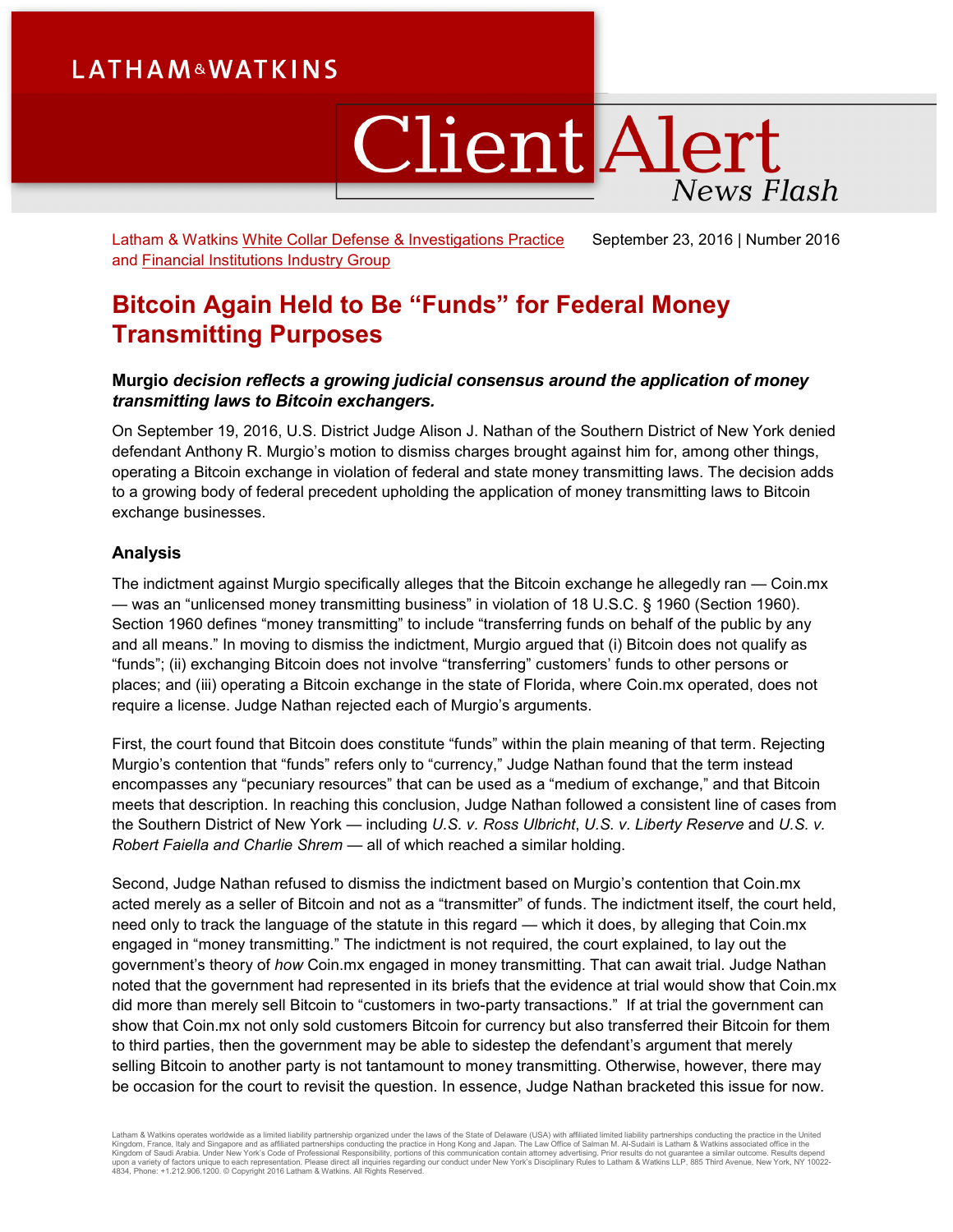LATHAM & WATKINS

# Client Alert

*News Flash*

Latham & Watkins White Collar Defense & Investigations Practice and Financial Institutions Industry Group

September 23, 2016 | Number 2016

# Bitcoin Again Held to Be "Funds" for Federal Money Transmitting Purposes

**Murgio *decision reflects a growing judicial consensus around the application of money transmitting laws to Bitcoin exchangers.***

On September 19, 2016, U.S. District Judge Alison J. Nathan of the Southern District of New York denied defendant Anthony R. Murgio's motion to dismiss charges brought against him for, among other things, operating a Bitcoin exchange in violation of federal and state money transmitting laws. The decision adds to a growing body of federal precedent upholding the application of money transmitting laws to Bitcoin exchange businesses.

## Analysis

The indictment against Murgio specifically alleges that the Bitcoin exchange he allegedly ran — Coin.mx — was an "unlicensed money transmitting business" in violation of 18 U.S.C. § 1960 (Section 1960). Section 1960 defines "money transmitting" to include "transferring funds on behalf of the public by any and all means." In moving to dismiss the indictment, Murgio argued that (i) Bitcoin does not qualify as "funds"; (ii) exchanging Bitcoin does not involve "transferring" customers' funds to other persons or places; and (iii) operating a Bitcoin exchange in the state of Florida, where Coin.mx operated, does not require a license. Judge Nathan rejected each of Murgio's arguments.

First, the court found that Bitcoin does constitute "funds" within the plain meaning of that term. Rejecting Murgio's contention that "funds" refers only to "currency," Judge Nathan found that the term instead encompasses any "pecuniary resources" that can be used as a "medium of exchange," and that Bitcoin meets that description. In reaching this conclusion, Judge Nathan followed a consistent line of cases from the Southern District of New York — including *U.S. v. Ross Ulbricht*, *U.S. v. Liberty Reserve* and *U.S. v. Robert Faiella and Charlie Shrem* — all of which reached a similar holding.

Second, Judge Nathan refused to dismiss the indictment based on Murgio's contention that Coin.mx acted merely as a seller of Bitcoin and not as a "transmitter" of funds. The indictment itself, the court held, need only to track the language of the statute in this regard — which it does, by alleging that Coin.mx engaged in "money transmitting." The indictment is not required, the court explained, to lay out the government's theory of *how* Coin.mx engaged in money transmitting. That can await trial. Judge Nathan noted that the government had represented in its briefs that the evidence at trial would show that Coin.mx did more than merely sell Bitcoin to "customers in two-party transactions." If at trial the government can show that Coin.mx not only sold customers Bitcoin for currency but also transferred their Bitcoin for them to third parties, then the government may be able to sidestep the defendant's argument that merely selling Bitcoin to another party is not tantamount to money transmitting. Otherwise, however, there may be occasion for the court to revisit the question. In essence, Judge Nathan bracketed this issue for now.

Latham & Watkins operates worldwide as a limited liability partnership organized under the laws of the State of Delaware (USA) with affiliated limited liability partnerships conducting the practice in the United Kingdom, France, Italy and Singapore and as affiliated partnerships conducting the practice in Hong Kong and Japan. The Law Office of Salman M. Al-Sudairi is Latham & Watkins associated office in the Kingdom of Saudi Arabia. Under New York's Code of Professional Responsibility, portions of this communication contain attorney advertising. Prior results do not guarantee a similar outcome. Results depend upon a variety of factors unique to each representation. Please direct all inquiries regarding our conduct under New York's Disciplinary Rules to Latham & Watkins LLP, 885 Third Avenue, New York, NY 10022-4834, Phone: +1.212.906.1200. © Copyright 2016 Latham & Watkins. All Rights Reserved.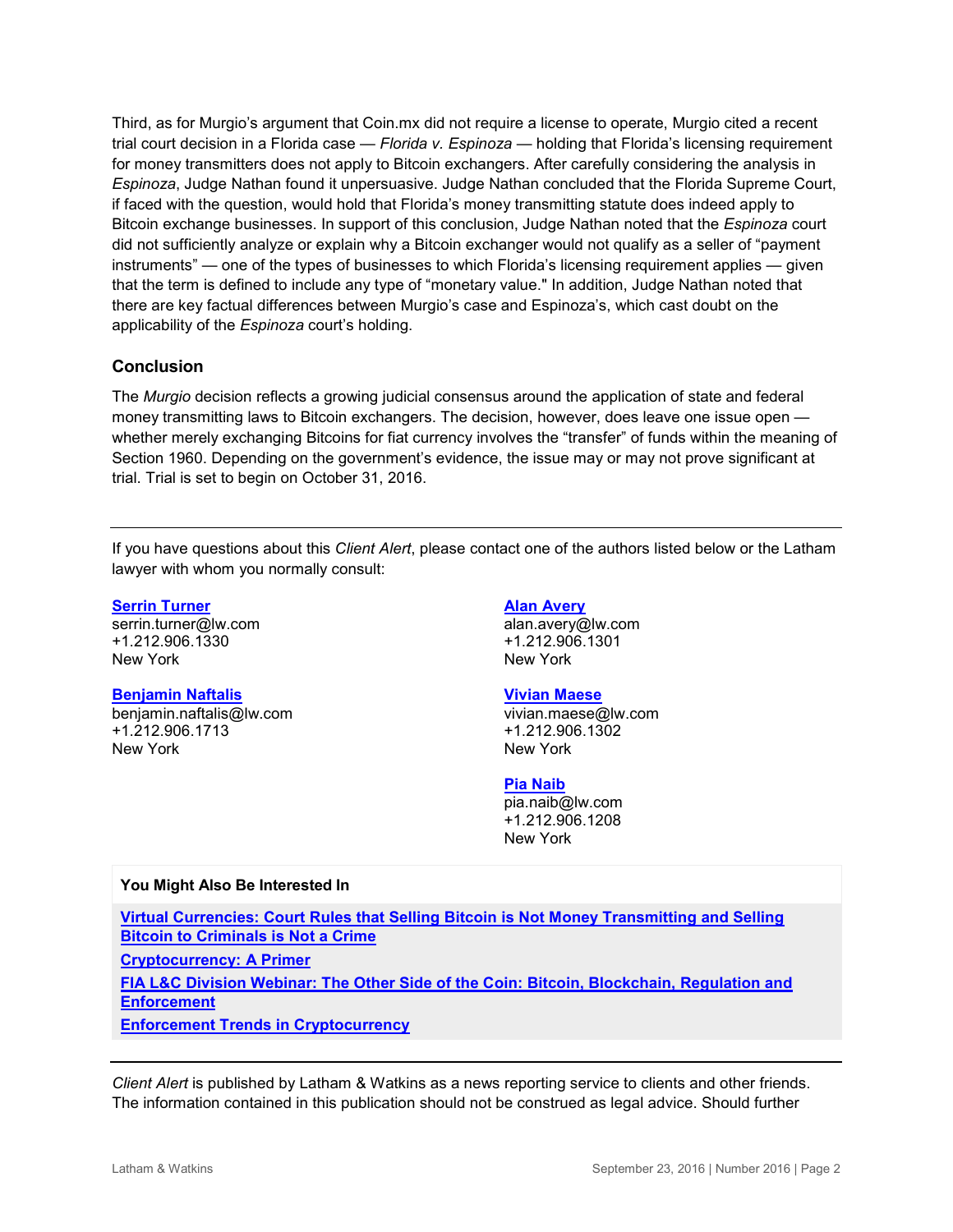Third, as for Murgio's argument that Coin.mx did not require a license to operate, Murgio cited a recent trial court decision in a Florida case — *Florida v. Espinoza* — holding that Florida's licensing requirement for money transmitters does not apply to Bitcoin exchangers. After carefully considering the analysis in *Espinoza*, Judge Nathan found it unpersuasive. Judge Nathan concluded that the Florida Supreme Court, if faced with the question, would hold that Florida's money transmitting statute does indeed apply to Bitcoin exchange businesses. In support of this conclusion, Judge Nathan noted that the *Espinoza* court did not sufficiently analyze or explain why a Bitcoin exchanger would not qualify as a seller of "payment instruments" — one of the types of businesses to which Florida's licensing requirement applies — given that the term is defined to include any type of "monetary value." In addition, Judge Nathan noted that there are key factual differences between Murgio's case and Espinoza's, which cast doubt on the applicability of the *Espinoza* court's holding.

### Conclusion

The *Murgio* decision reflects a growing judicial consensus around the application of state and federal money transmitting laws to Bitcoin exchangers. The decision, however, does leave one issue open — whether merely exchanging Bitcoins for fiat currency involves the "transfer" of funds within the meaning of Section 1960. Depending on the government's evidence, the issue may or may not prove significant at trial. Trial is set to begin on October 31, 2016.

---

If you have questions about this *Client Alert*, please contact one of the authors listed below or the Latham lawyer with whom you normally consult:

**Serrin Turner**
serrin.turner@lw.com
+1.212.906.1330
New York

**Benjamin Naftalis**
benjamin.naftalis@lw.com
+1.212.906.1713
New York

**Alan Avery**
alan.avery@lw.com
+1.212.906.1301
New York

**Vivian Maese**
vivian.maese@lw.com
+1.212.906.1302
New York

**Pia Naib**
pia.naib@lw.com
+1.212.906.1208
New York

**You Might Also Be Interested In**

**Virtual Currencies: Court Rules that Selling Bitcoin is Not Money Transmitting and Selling Bitcoin to Criminals is Not a Crime**

**Cryptocurrency: A Primer**

**FIA L&C Division Webinar: The Other Side of the Coin: Bitcoin, Blockchain, Regulation and Enforcement**

**Enforcement Trends in Cryptocurrency**

---

*Client Alert* is published by Latham & Watkins as a news reporting service to clients and other friends. The information contained in this publication should not be construed as legal advice. Should further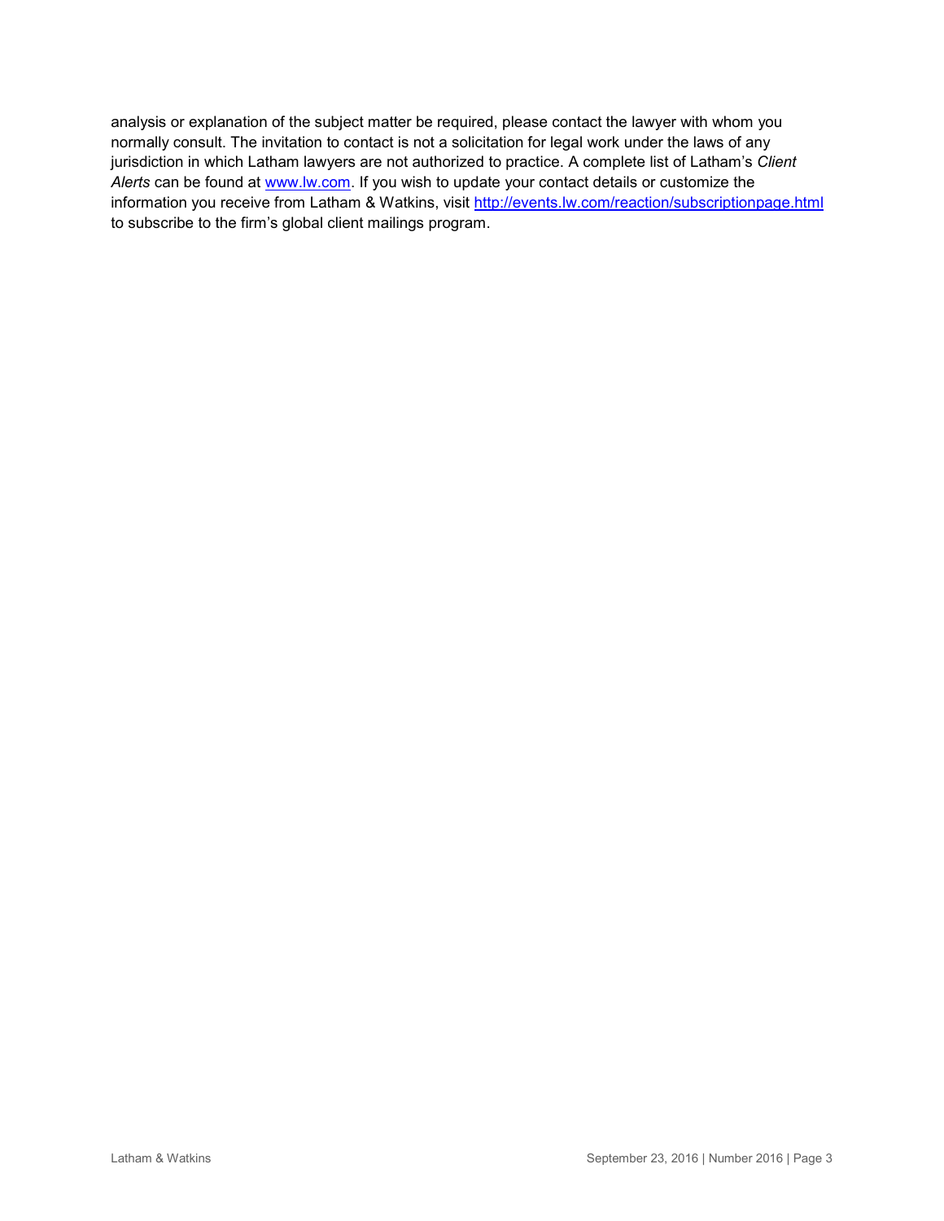analysis or explanation of the subject matter be required, please contact the lawyer with whom you normally consult. The invitation to contact is not a solicitation for legal work under the laws of any jurisdiction in which Latham lawyers are not authorized to practice. A complete list of Latham's *Client Alerts* can be found at [www.lw.com](http://www.lw.com). If you wish to update your contact details or customize the information you receive from Latham & Watkins, visit [http://events.lw.com/reaction/subscriptionpage.html](http://events.lw.com/reaction/subscriptionpage.html) to subscribe to the firm's global client mailings program.